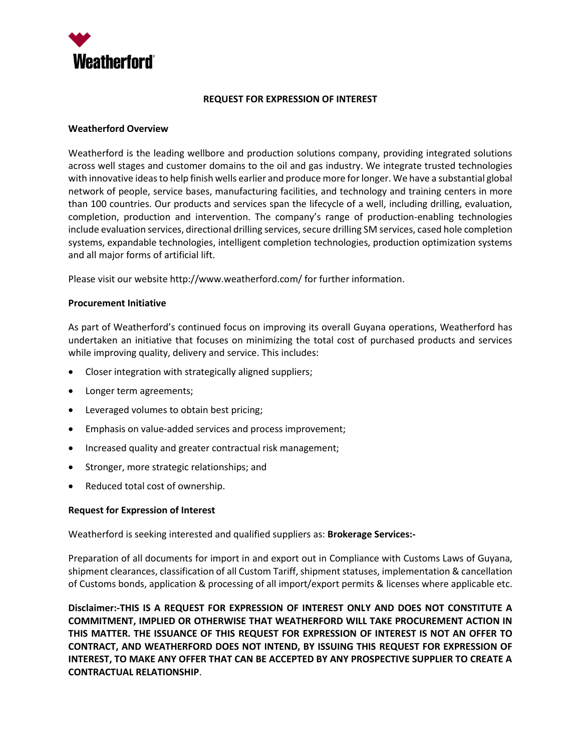Weatherford

# REQUEST FOR EXPRESSION OF INTEREST

## Weatherford Overview

Weatherford is the leading wellbore and production solutions company, providing integrated solutions across well stages and customer domains to the oil and gas industry. We integrate trusted technologies with innovative ideas to help finish wells earlier and produce more for longer. We have a substantial global network of people, service bases, manufacturing facilities, and technology and training centers in more than 100 countries. Our products and services span the lifecycle of a well, including drilling, evaluation, completion, production and intervention. The company's range of production-enabling technologies include evaluation services, directional drilling services, secure drilling SM services, cased hole completion systems, expandable technologies, intelligent completion technologies, production optimization systems and all major forms of artificial lift.

Please visit our website http://www.weatherford.com/ for further information.

## Procurement Initiative

As part of Weatherford's continued focus on improving its overall Guyana operations, Weatherford has undertaken an initiative that focuses on minimizing the total cost of purchased products and services while improving quality, delivery and service. This includes:

- Closer integration with strategically aligned suppliers;
- Longer term agreements;
- Leveraged volumes to obtain best pricing;
- Emphasis on value-added services and process improvement;
- Increased quality and greater contractual risk management;
- Stronger, more strategic relationships; and
- Reduced total cost of ownership.

## Request for Expression of Interest

Weatherford is seeking interested and qualified suppliers as: **Brokerage Services:-**

Preparation of all documents for import in and export out in Compliance with Customs Laws of Guyana, shipment clearances, classification of all Custom Tariff, shipment statuses, implementation & cancellation of Customs bonds, application & processing of all import/export permits & licenses where applicable etc.

**Disclaimer:-THIS IS A REQUEST FOR EXPRESSION OF INTEREST ONLY AND DOES NOT CONSTITUTE A COMMITMENT, IMPLIED OR OTHERWISE THAT WEATHERFORD WILL TAKE PROCUREMENT ACTION IN THIS MATTER. THE ISSUANCE OF THIS REQUEST FOR EXPRESSION OF INTEREST IS NOT AN OFFER TO CONTRACT, AND WEATHERFORD DOES NOT INTEND, BY ISSUING THIS REQUEST FOR EXPRESSION OF INTEREST, TO MAKE ANY OFFER THAT CAN BE ACCEPTED BY ANY PROSPECTIVE SUPPLIER TO CREATE A CONTRACTUAL RELATIONSHIP**.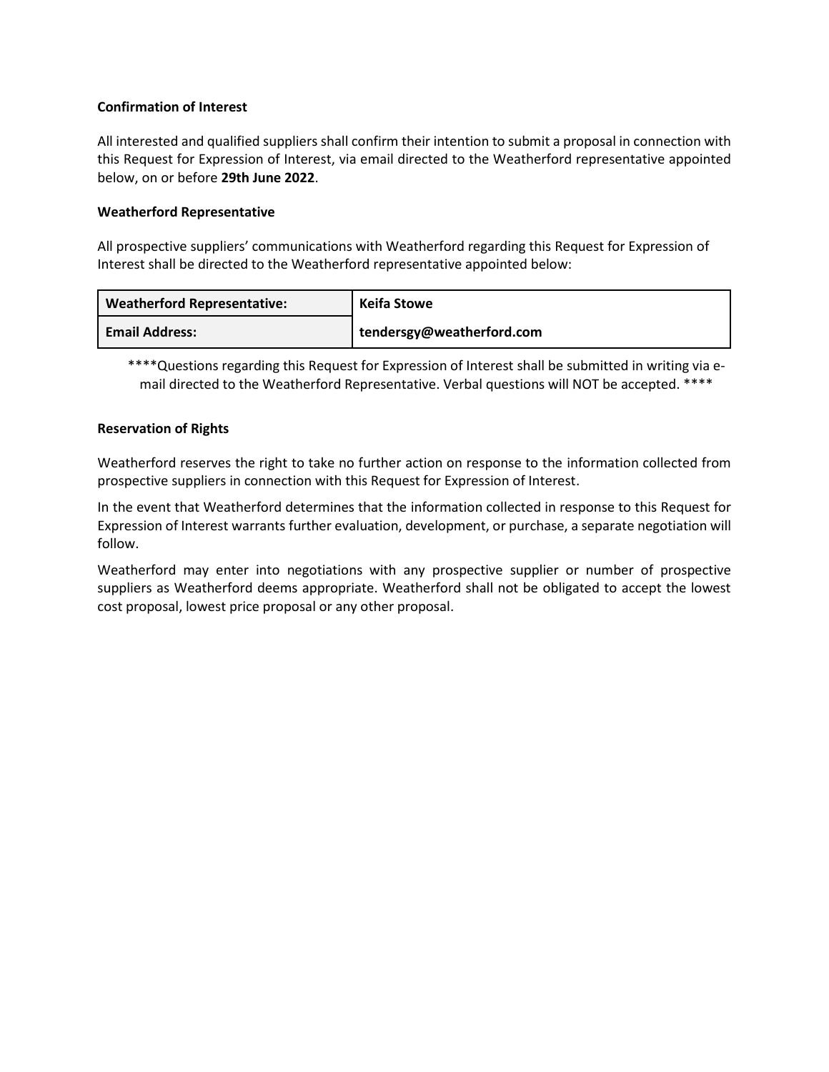**Confirmation of Interest**

All interested and qualified suppliers shall confirm their intention to submit a proposal in connection with this Request for Expression of Interest, via email directed to the Weatherford representative appointed below, on or before **29th June 2022**.

**Weatherford Representative**

All prospective suppliers' communications with Weatherford regarding this Request for Expression of Interest shall be directed to the Weatherford representative appointed below:

| | |
|---|---|
| **Weatherford Representative:** | **Keifa Stowe** |
| **Email Address:** | **tendersgy@weatherford.com** |

****Questions regarding this Request for Expression of Interest shall be submitted in writing via e-mail directed to the Weatherford Representative. Verbal questions will NOT be accepted. ****

**Reservation of Rights**

Weatherford reserves the right to take no further action on response to the information collected from prospective suppliers in connection with this Request for Expression of Interest.

In the event that Weatherford determines that the information collected in response to this Request for Expression of Interest warrants further evaluation, development, or purchase, a separate negotiation will follow.

Weatherford may enter into negotiations with any prospective supplier or number of prospective suppliers as Weatherford deems appropriate. Weatherford shall not be obligated to accept the lowest cost proposal, lowest price proposal or any other proposal.